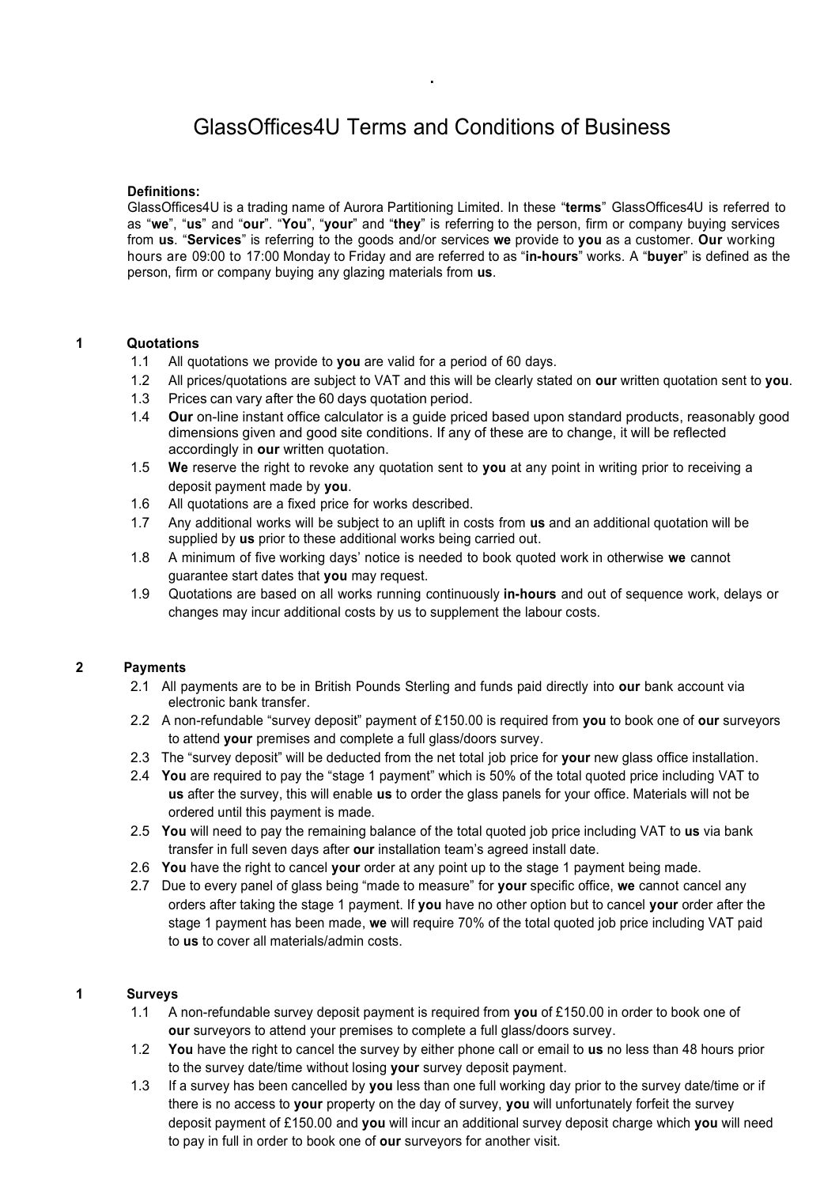# GlassOffices4U Terms and Conditions of Business

**Definitions:**
GlassOffices4U is a trading name of Aurora Partitioning Limited. In these "**terms**" GlassOffices4U is referred to as "**we**", "**us**" and "**our**". "**You**", "**your**" and "**they**" is referring to the person, firm or company buying services from **us**. "**Services**" is referring to the goods and/or services **we** provide to **you** as a customer. **Our** working hours are 09:00 to 17:00 Monday to Friday and are referred to as "**in-hours**" works. A "**buyer**" is defined as the person, firm or company buying any glazing materials from **us**.

## 1 Quotations

1.1 All quotations we provide to **you** are valid for a period of 60 days.

1.2 All prices/quotations are subject to VAT and this will be clearly stated on **our** written quotation sent to **you**.

1.3 Prices can vary after the 60 days quotation period.

1.4 **Our** on-line instant office calculator is a guide priced based upon standard products, reasonably good dimensions given and good site conditions. If any of these are to change, it will be reflected accordingly in **our** written quotation.

1.5 **We** reserve the right to revoke any quotation sent to **you** at any point in writing prior to receiving a deposit payment made by **you**.

1.6 All quotations are a fixed price for works described.

1.7 Any additional works will be subject to an uplift in costs from **us** and an additional quotation will be supplied by **us** prior to these additional works being carried out.

1.8 A minimum of five working days' notice is needed to book quoted work in otherwise **we** cannot guarantee start dates that **you** may request.

1.9 Quotations are based on all works running continuously **in-hours** and out of sequence work, delays or changes may incur additional costs by us to supplement the labour costs.

## 2 Payments

2.1 All payments are to be in British Pounds Sterling and funds paid directly into **our** bank account via electronic bank transfer.

2.2 A non-refundable "survey deposit" payment of £150.00 is required from **you** to book one of **our** surveyors to attend **your** premises and complete a full glass/doors survey.

2.3 The "survey deposit" will be deducted from the net total job price for **your** new glass office installation.

2.4 **You** are required to pay the "stage 1 payment" which is 50% of the total quoted price including VAT to **us** after the survey, this will enable **us** to order the glass panels for your office. Materials will not be ordered until this payment is made.

2.5 **You** will need to pay the remaining balance of the total quoted job price including VAT to **us** via bank transfer in full seven days after **our** installation team's agreed install date.

2.6 **You** have the right to cancel **your** order at any point up to the stage 1 payment being made.

2.7 Due to every panel of glass being "made to measure" for **your** specific office, **we** cannot cancel any orders after taking the stage 1 payment. If **you** have no other option but to cancel **your** order after the stage 1 payment has been made, **we** will require 70% of the total quoted job price including VAT paid to **us** to cover all materials/admin costs.

## 1 Surveys

1.1 A non-refundable survey deposit payment is required from **you** of £150.00 in order to book one of **our** surveyors to attend your premises to complete a full glass/doors survey.

1.2 **You** have the right to cancel the survey by either phone call or email to **us** no less than 48 hours prior to the survey date/time without losing **your** survey deposit payment.

1.3 If a survey has been cancelled by **you** less than one full working day prior to the survey date/time or if there is no access to **your** property on the day of survey, **you** will unfortunately forfeit the survey deposit payment of £150.00 and **you** will incur an additional survey deposit charge which **you** will need to pay in full in order to book one of **our** surveyors for another visit.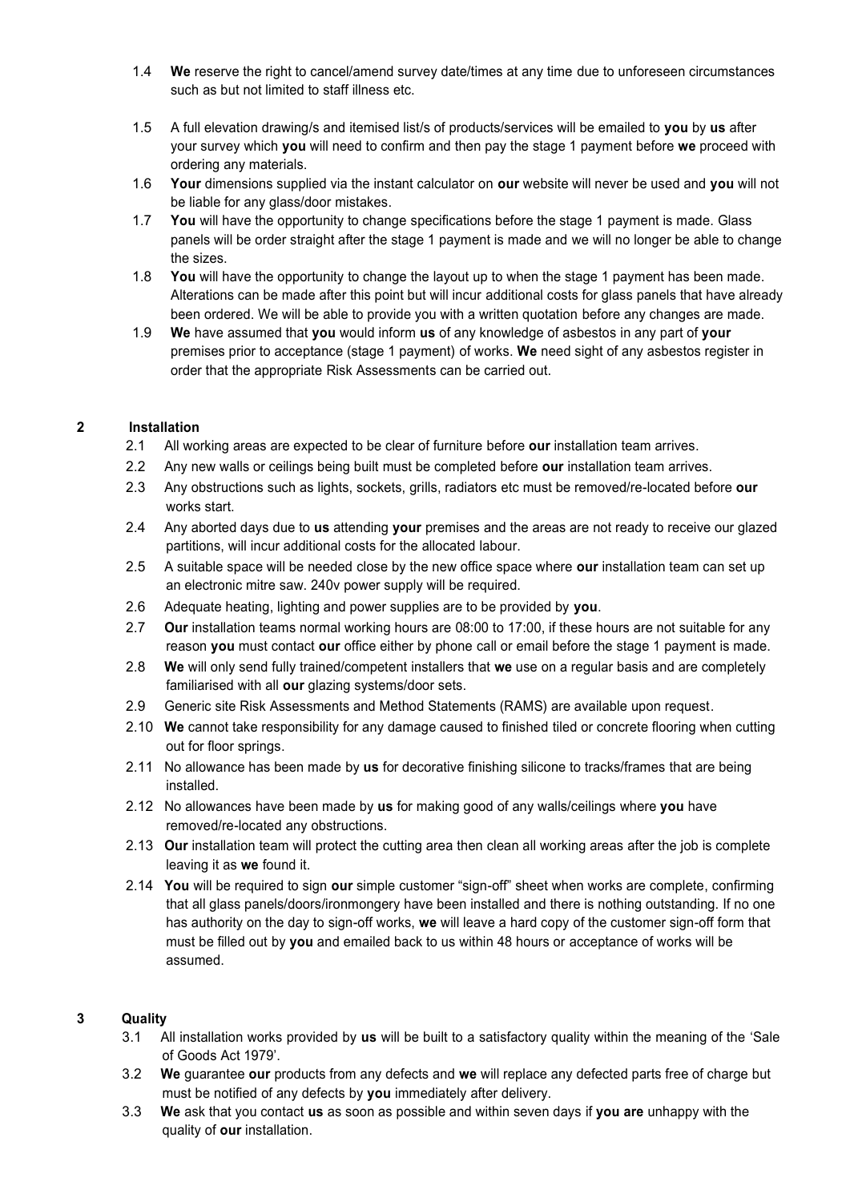1.4 **We** reserve the right to cancel/amend survey date/times at any time due to unforeseen circumstances such as but not limited to staff illness etc.

1.5 A full elevation drawing/s and itemised list/s of products/services will be emailed to **you** by **us** after your survey which **you** will need to confirm and then pay the stage 1 payment before **we** proceed with ordering any materials.

1.6 **Your** dimensions supplied via the instant calculator on **our** website will never be used and **you** will not be liable for any glass/door mistakes.

1.7 **You** will have the opportunity to change specifications before the stage 1 payment is made. Glass panels will be order straight after the stage 1 payment is made and we will no longer be able to change the sizes.

1.8 **You** will have the opportunity to change the layout up to when the stage 1 payment has been made. Alterations can be made after this point but will incur additional costs for glass panels that have already been ordered. We will be able to provide you with a written quotation before any changes are made.

1.9 **We** have assumed that **you** would inform **us** of any knowledge of asbestos in any part of **your** premises prior to acceptance (stage 1 payment) of works. **We** need sight of any asbestos register in order that the appropriate Risk Assessments can be carried out.

## 2 Installation

2.1 All working areas are expected to be clear of furniture before **our** installation team arrives.

2.2 Any new walls or ceilings being built must be completed before **our** installation team arrives.

2.3 Any obstructions such as lights, sockets, grills, radiators etc must be removed/re-located before **our** works start.

2.4 Any aborted days due to **us** attending **your** premises and the areas are not ready to receive our glazed partitions, will incur additional costs for the allocated labour.

2.5 A suitable space will be needed close by the new office space where **our** installation team can set up an electronic mitre saw. 240v power supply will be required.

2.6 Adequate heating, lighting and power supplies are to be provided by **you**.

2.7 **Our** installation teams normal working hours are 08:00 to 17:00, if these hours are not suitable for any reason **you** must contact **our** office either by phone call or email before the stage 1 payment is made.

2.8 **We** will only send fully trained/competent installers that **we** use on a regular basis and are completely familiarised with all **our** glazing systems/door sets.

2.9 Generic site Risk Assessments and Method Statements (RAMS) are available upon request.

2.10 **We** cannot take responsibility for any damage caused to finished tiled or concrete flooring when cutting out for floor springs.

2.11 No allowance has been made by **us** for decorative finishing silicone to tracks/frames that are being installed.

2.12 No allowances have been made by **us** for making good of any walls/ceilings where **you** have removed/re-located any obstructions.

2.13 **Our** installation team will protect the cutting area then clean all working areas after the job is complete leaving it as **we** found it.

2.14 **You** will be required to sign **our** simple customer "sign-off" sheet when works are complete, confirming that all glass panels/doors/ironmongery have been installed and there is nothing outstanding. If no one has authority on the day to sign-off works, **we** will leave a hard copy of the customer sign-off form that must be filled out by **you** and emailed back to us within 48 hours or acceptance of works will be assumed.

## 3 Quality

3.1 All installation works provided by **us** will be built to a satisfactory quality within the meaning of the 'Sale of Goods Act 1979'.

3.2 **We** guarantee **our** products from any defects and **we** will replace any defected parts free of charge but must be notified of any defects by **you** immediately after delivery.

3.3 **We** ask that you contact **us** as soon as possible and within seven days if **you are** unhappy with the quality of **our** installation.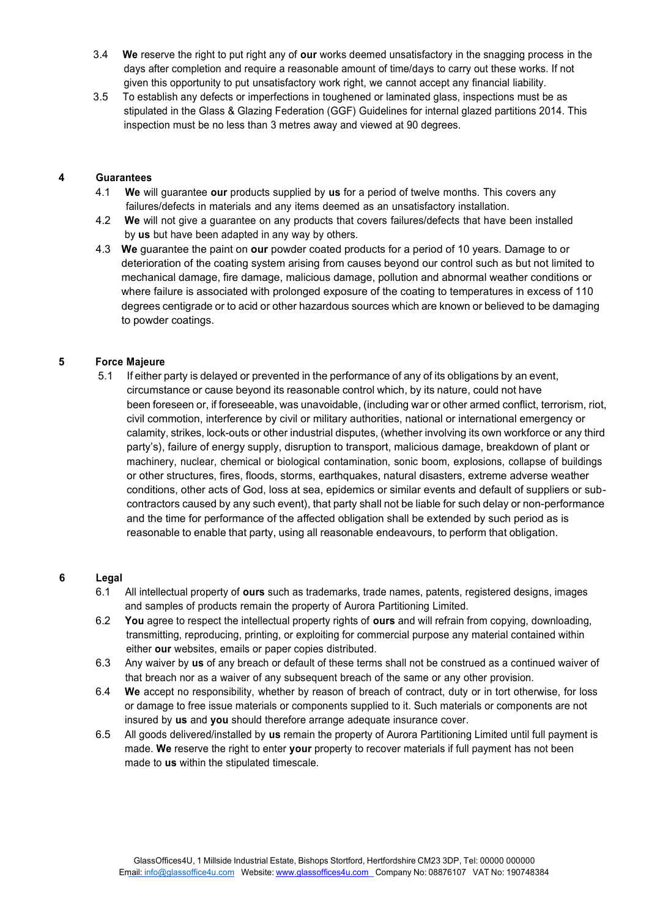3.4 **We** reserve the right to put right any of **our** works deemed unsatisfactory in the snagging process in the days after completion and require a reasonable amount of time/days to carry out these works. If not given this opportunity to put unsatisfactory work right, we cannot accept any financial liability.

3.5 To establish any defects or imperfections in toughened or laminated glass, inspections must be as stipulated in the Glass & Glazing Federation (GGF) Guidelines for internal glazed partitions 2014. This inspection must be no less than 3 metres away and viewed at 90 degrees.

## 4 Guarantees

4.1 **We** will guarantee **our** products supplied by **us** for a period of twelve months. This covers any failures/defects in materials and any items deemed as an unsatisfactory installation.

4.2 **We** will not give a guarantee on any products that covers failures/defects that have been installed by **us** but have been adapted in any way by others.

4.3 **We** guarantee the paint on **our** powder coated products for a period of 10 years. Damage to or deterioration of the coating system arising from causes beyond our control such as but not limited to mechanical damage, fire damage, malicious damage, pollution and abnormal weather conditions or where failure is associated with prolonged exposure of the coating to temperatures in excess of 110 degrees centigrade or to acid or other hazardous sources which are known or believed to be damaging to powder coatings.

## 5 Force Majeure

5.1 If either party is delayed or prevented in the performance of any of its obligations by an event, circumstance or cause beyond its reasonable control which, by its nature, could not have been foreseen or, if foreseeable, was unavoidable, (including war or other armed conflict, terrorism, riot, civil commotion, interference by civil or military authorities, national or international emergency or calamity, strikes, lock-outs or other industrial disputes, (whether involving its own workforce or any third party's), failure of energy supply, disruption to transport, malicious damage, breakdown of plant or machinery, nuclear, chemical or biological contamination, sonic boom, explosions, collapse of buildings or other structures, fires, floods, storms, earthquakes, natural disasters, extreme adverse weather conditions, other acts of God, loss at sea, epidemics or similar events and default of suppliers or sub-contractors caused by any such event), that party shall not be liable for such delay or non-performance and the time for performance of the affected obligation shall be extended by such period as is reasonable to enable that party, using all reasonable endeavours, to perform that obligation.

## 6 Legal

6.1 All intellectual property of **ours** such as trademarks, trade names, patents, registered designs, images and samples of products remain the property of Aurora Partitioning Limited.

6.2 **You** agree to respect the intellectual property rights of **ours** and will refrain from copying, downloading, transmitting, reproducing, printing, or exploiting for commercial purpose any material contained within either **our** websites, emails or paper copies distributed.

6.3 Any waiver by **us** of any breach or default of these terms shall not be construed as a continued waiver of that breach nor as a waiver of any subsequent breach of the same or any other provision.

6.4 **We** accept no responsibility, whether by reason of breach of contract, duty or in tort otherwise, for loss or damage to free issue materials or components supplied to it. Such materials or components are not insured by **us** and **you** should therefore arrange adequate insurance cover.

6.5 All goods delivered/installed by **us** remain the property of Aurora Partitioning Limited until full payment is made. **We** reserve the right to enter **your** property to recover materials if full payment has not been made to **us** within the stipulated timescale.

GlassOffices4U, 1 Millside Industrial Estate, Bishops Stortford, Hertfordshire CM23 3DP, Tel: 00000 000000
Email: info@glassoffice4u.com Website: www.glassoffices4u.com Company No: 08876107 VAT No: 190748384